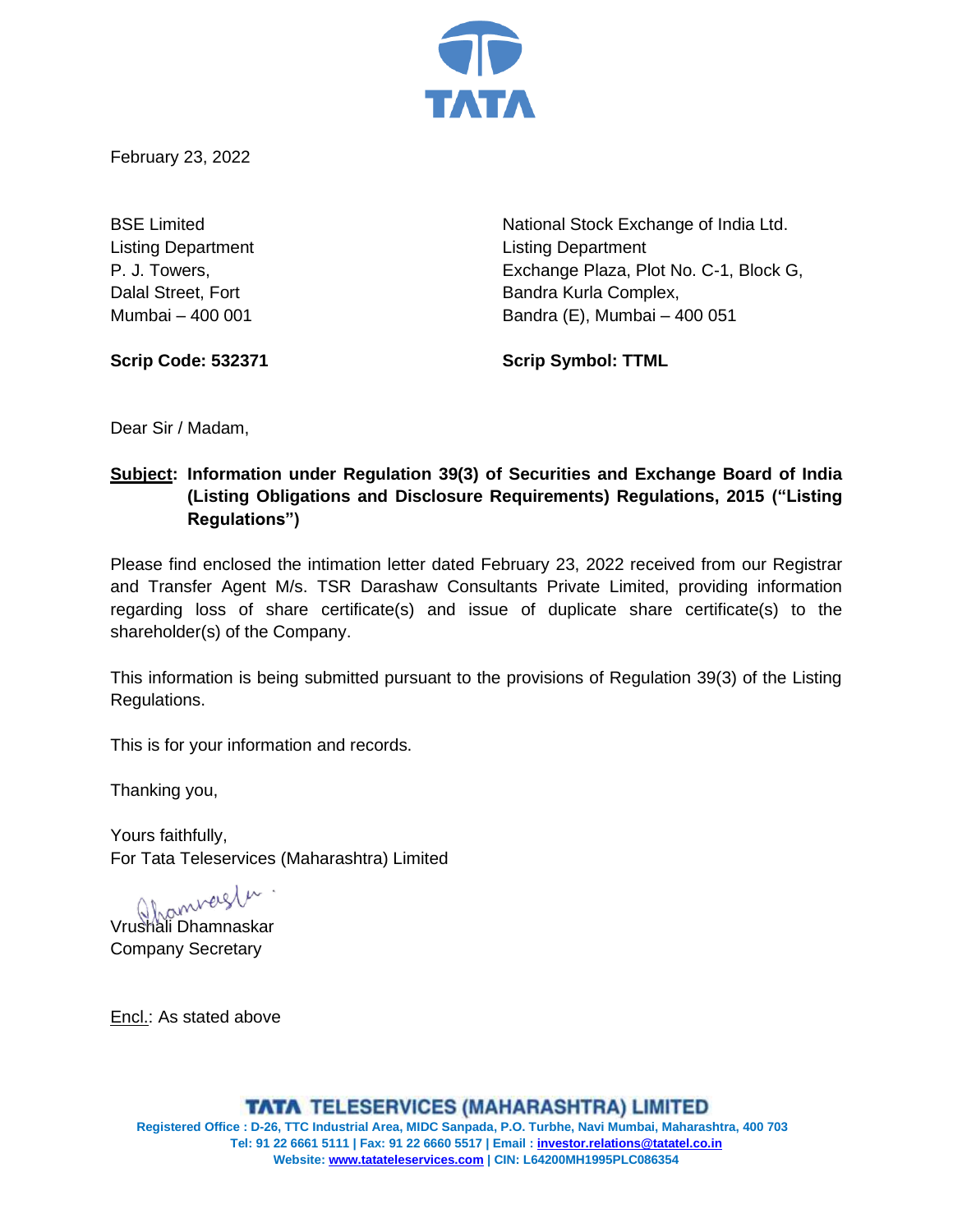February 23, 2022

BSE Limited
Listing Department
P. J. Towers,
Dalal Street, Fort
Mumbai – 400 001

**Scrip Code: 532371**

National Stock Exchange of India Ltd.
Listing Department
Exchange Plaza, Plot No. C-1, Block G,
Bandra Kurla Complex,
Bandra (E), Mumbai – 400 051

**Scrip Symbol: TTML**

Dear Sir / Madam,

**Subject: Information under Regulation 39(3) of Securities and Exchange Board of India (Listing Obligations and Disclosure Requirements) Regulations, 2015 ("Listing Regulations")**

Please find enclosed the intimation letter dated February 23, 2022 received from our Registrar and Transfer Agent M/s. TSR Darashaw Consultants Private Limited, providing information regarding loss of share certificate(s) and issue of duplicate share certificate(s) to the shareholder(s) of the Company.

This information is being submitted pursuant to the provisions of Regulation 39(3) of the Listing Regulations.

This is for your information and records.

Thanking you,

Yours faithfully,
For Tata Teleservices (Maharashtra) Limited

Vrushali Dhamnaskar
Company Secretary

Encl.: As stated above

**TATA TELESERVICES (MAHARASHTRA) LIMITED**
Registered Office : D-26, TTC Industrial Area, MIDC Sanpada, P.O. Turbhe, Navi Mumbai, Maharashtra, 400 703
Tel: 91 22 6661 5111 | Fax: 91 22 6660 5517 | Email : investor.relations@tatatel.co.in
Website: www.tatateleservices.com | CIN: L64200MH1995PLC086354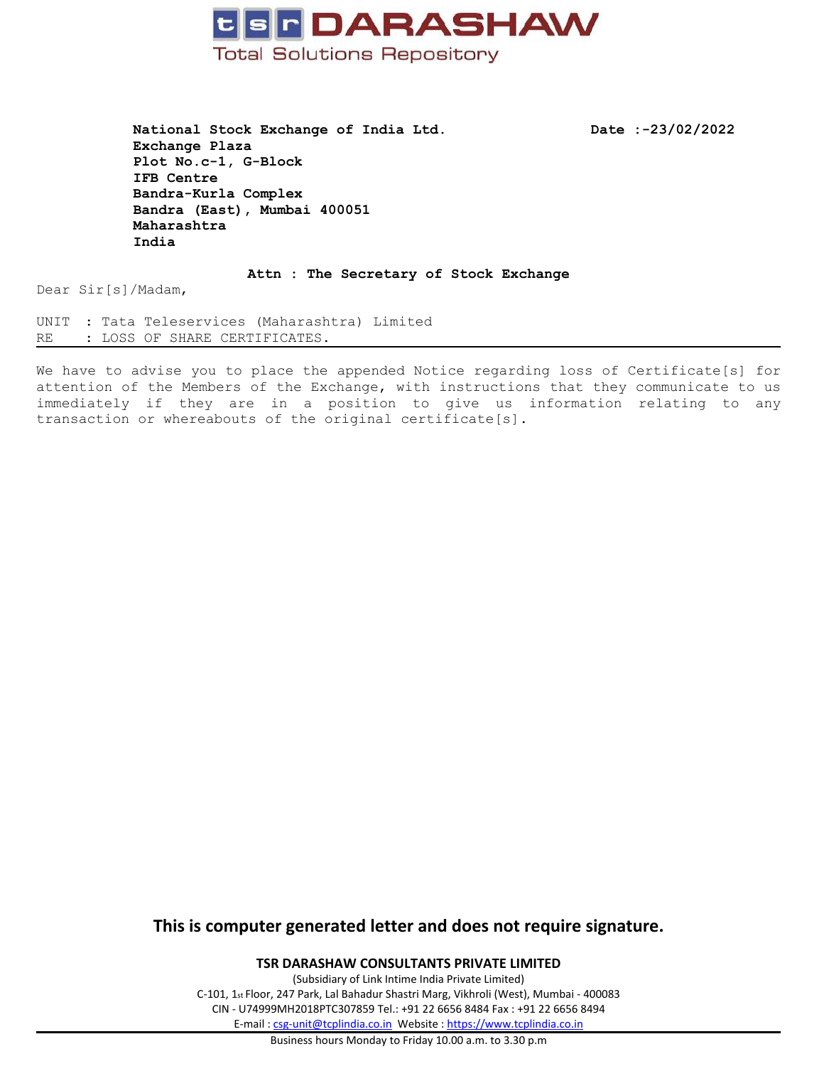**tsr DARASHAW**

Total Solutions Repository

**National Stock Exchange of India Ltd.**
**Exchange Plaza**
**Plot No.c-1, G-Block**
**IFB Centre**
**Bandra-Kurla Complex**
**Bandra (East), Mumbai 400051**
**Maharashtra**
**India**

**Date :-23/02/2022**

**Attn : The Secretary of Stock Exchange**

Dear Sir[s]/Madam,

UNIT : Tata Teleservices (Maharashtra) Limited
RE : LOSS OF SHARE CERTIFICATES.

---

We have to advise you to place the appended Notice regarding loss of Certificate[s] for attention of the Members of the Exchange, with instructions that they communicate to us immediately if they are in a position to give us information relating to any transaction or whereabouts of the original certificate[s].

**This is computer generated letter and does not require signature.**

**TSR DARASHAW CONSULTANTS PRIVATE LIMITED**

(Subsidiary of Link Intime India Private Limited)

C-101, 1st Floor, 247 Park, Lal Bahadur Shastri Marg, Vikhroli (West), Mumbai - 400083

CIN - U74999MH2018PTC307859 Tel.: +91 22 6656 8484 Fax : +91 22 6656 8494

E-mail : csg-unit@tcplindia.co.in Website : https://www.tcplindia.co.in

Business hours Monday to Friday 10.00 a.m. to 3.30 p.m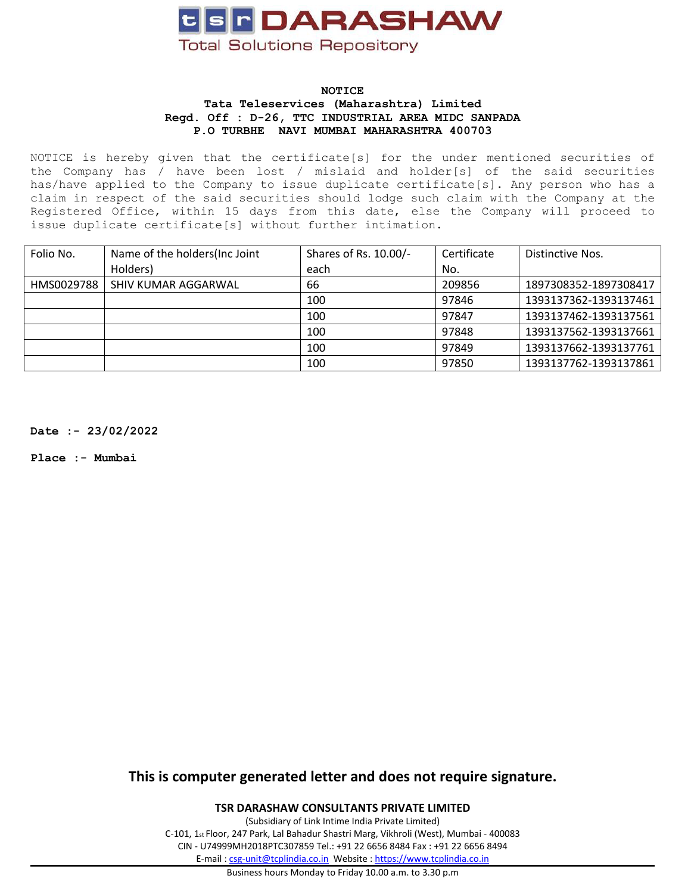**tsr DARASHAW**

Total Solutions Repository

**NOTICE**
**Tata Teleservices (Maharashtra) Limited**
**Regd. Off : D-26, TTC INDUSTRIAL AREA MIDC SANPADA**
**P.O TURBHE NAVI MUMBAI MAHARASHTRA 400703**

NOTICE is hereby given that the certificate[s] for the under mentioned securities of the Company has / have been lost / mislaid and holder[s] of the said securities has/have applied to the Company to issue duplicate certificate[s]. Any person who has a claim in respect of the said securities should lodge such claim with the Company at the Registered Office, within 15 days from this date, else the Company will proceed to issue duplicate certificate[s] without further intimation.

| Folio No. | Name of the holders(Inc Joint Holders) | Shares of Rs. 10.00/- each | Certificate No. | Distinctive Nos. |
|---|---|---|---|---|
| HMS0029788 | SHIV KUMAR AGGARWAL | 66 | 209856 | 1897308352-1897308417 |
| | | 100 | 97846 | 1393137362-1393137461 |
| | | 100 | 97847 | 1393137462-1393137561 |
| | | 100 | 97848 | 1393137562-1393137661 |
| | | 100 | 97849 | 1393137662-1393137761 |
| | | 100 | 97850 | 1393137762-1393137861 |

**Date :- 23/02/2022**

**Place :- Mumbai**

**This is computer generated letter and does not require signature.**

**TSR DARASHAW CONSULTANTS PRIVATE LIMITED**
(Subsidiary of Link Intime India Private Limited)
C-101, 1st Floor, 247 Park, Lal Bahadur Shastri Marg, Vikhroli (West), Mumbai - 400083
CIN - U74999MH2018PTC307859 Tel.: +91 22 6656 8484 Fax : +91 22 6656 8494
E-mail : csg-unit@tcplindia.co.in Website : https://www.tcplindia.co.in
Business hours Monday to Friday 10.00 a.m. to 3.30 p.m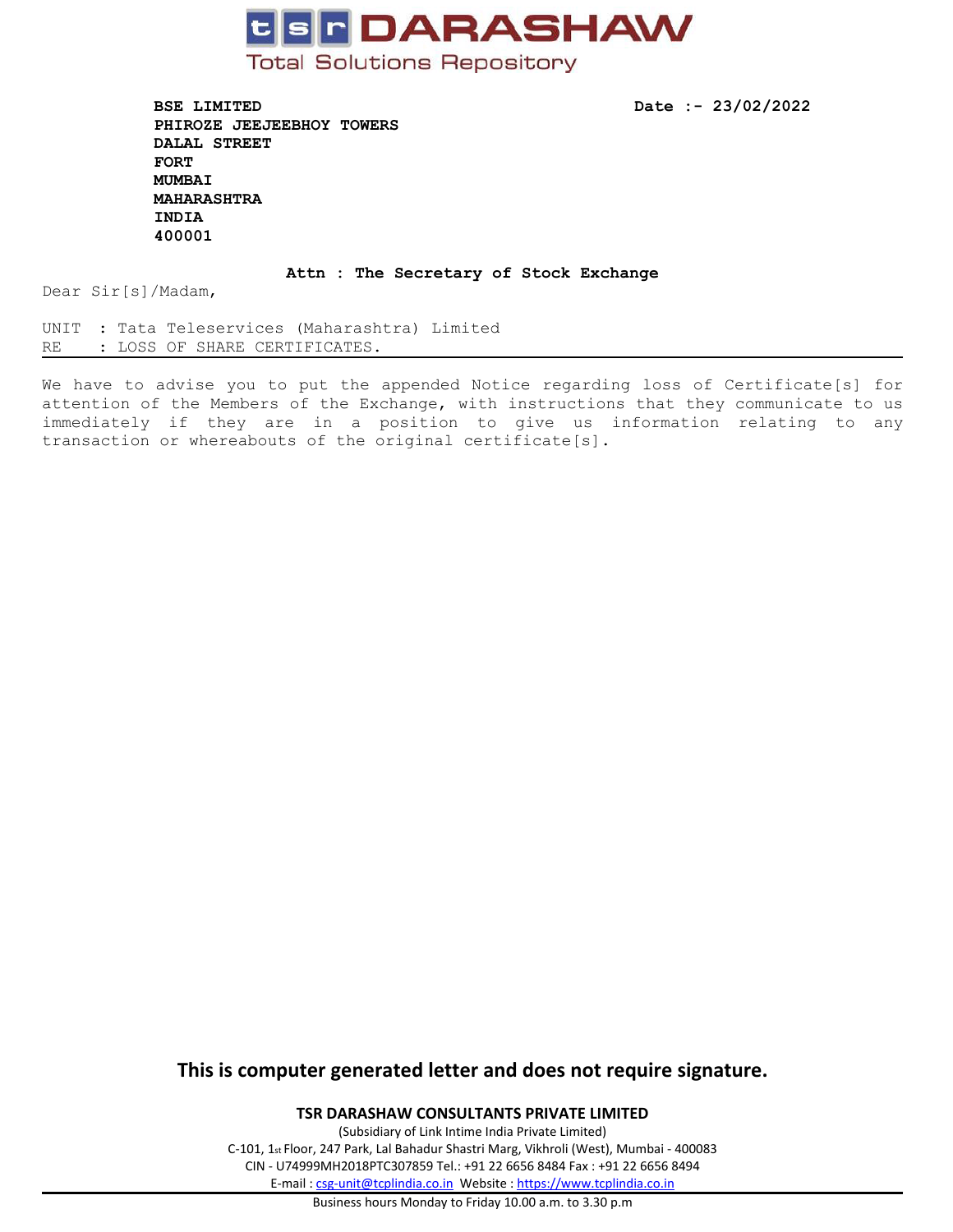**tsr DARASHAW**

Total Solutions Repository

**BSE LIMITED**
**PHIROZE JEEJEEBHOY TOWERS**
**DALAL STREET**
**FORT**
**MUMBAI**
**MAHARASHTRA**
**INDIA**
**400001**

**Date :- 23/02/2022**

**Attn : The Secretary of Stock Exchange**

Dear Sir[s]/Madam,

UNIT : Tata Teleservices (Maharashtra) Limited
RE : LOSS OF SHARE CERTIFICATES.

---

We have to advise you to put the appended Notice regarding loss of Certificate[s] for attention of the Members of the Exchange, with instructions that they communicate to us immediately if they are in a position to give us information relating to any transaction or whereabouts of the original certificate[s].

**This is computer generated letter and does not require signature.**

**TSR DARASHAW CONSULTANTS PRIVATE LIMITED**

(Subsidiary of Link Intime India Private Limited)

C-101, 1st Floor, 247 Park, Lal Bahadur Shastri Marg, Vikhroli (West), Mumbai - 400083

CIN - U74999MH2018PTC307859 Tel.: +91 22 6656 8484 Fax : +91 22 6656 8494

E-mail : csg-unit@tcplindia.co.in Website : https://www.tcplindia.co.in

Business hours Monday to Friday 10.00 a.m. to 3.30 p.m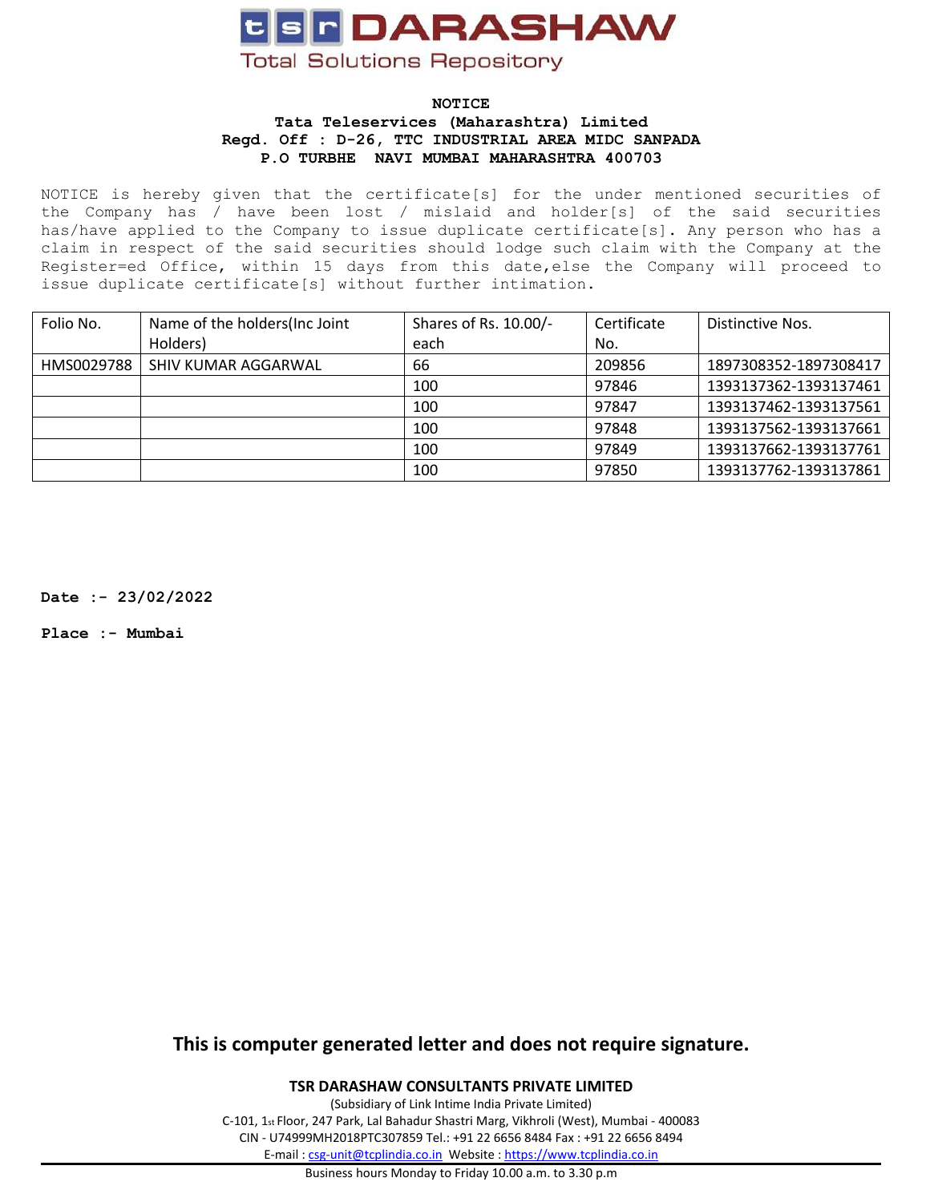**tsr DARASHAW**

Total Solutions Repository

**NOTICE**

**Tata Teleservices (Maharashtra) Limited**

**Regd. Off : D-26, TTC INDUSTRIAL AREA MIDC SANPADA**

**P.O TURBHE NAVI MUMBAI MAHARASHTRA 400703**

NOTICE is hereby given that the certificate[s] for the under mentioned securities of the Company has / have been lost / mislaid and holder[s] of the said securities has/have applied to the Company to issue duplicate certificate[s]. Any person who has a claim in respect of the said securities should lodge such claim with the Company at the Register=ed Office, within 15 days from this date,else the Company will proceed to issue duplicate certificate[s] without further intimation.

| Folio No. | Name of the holders(Inc Joint Holders) | Shares of Rs. 10.00/- each | Certificate No. | Distinctive Nos. |
|---|---|---|---|---|
| HMS0029788 | SHIV KUMAR AGGARWAL | 66 | 209856 | 1897308352-1897308417 |
| | | 100 | 97846 | 1393137362-1393137461 |
| | | 100 | 97847 | 1393137462-1393137561 |
| | | 100 | 97848 | 1393137562-1393137661 |
| | | 100 | 97849 | 1393137662-1393137761 |
| | | 100 | 97850 | 1393137762-1393137861 |

**Date :- 23/02/2022**

**Place :- Mumbai**

**This is computer generated letter and does not require signature.**

**TSR DARASHAW CONSULTANTS PRIVATE LIMITED**

(Subsidiary of Link Intime India Private Limited)

C-101, 1st Floor, 247 Park, Lal Bahadur Shastri Marg, Vikhroli (West), Mumbai - 400083

CIN - U74999MH2018PTC307859 Tel.: +91 22 6656 8484 Fax : +91 22 6656 8494

E-mail : csg-unit@tcplindia.co.in Website : https://www.tcplindia.co.in

Business hours Monday to Friday 10.00 a.m. to 3.30 p.m